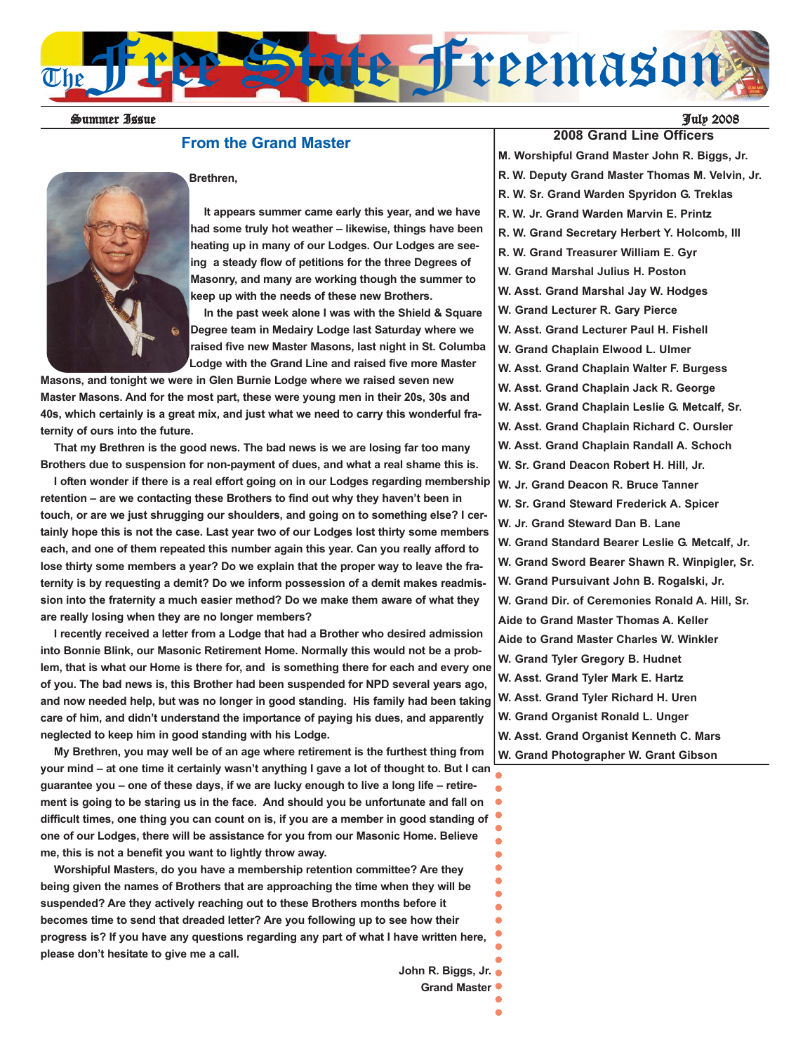# The Free State Freemason

Summer Issue

July 2008

## From the Grand Master

Brethren,

It appears summer came early this year, and we have had some truly hot weather – likewise, things have been heating up in many of our Lodges. Our Lodges are seeing a steady flow of petitions for the three Degrees of Masonry, and many are working though the summer to keep up with the needs of these new Brothers.

In the past week alone I was with the Shield & Square Degree team in Medairy Lodge last Saturday where we raised five new Master Masons, last night in St. Columba Lodge with the Grand Line and raised five more Master Masons, and tonight we were in Glen Burnie Lodge where we raised seven new Master Masons. And for the most part, these were young men in their 20s, 30s and 40s, which certainly is a great mix, and just what we need to carry this wonderful fraternity of ours into the future.

That my Brethren is the good news. The bad news is we are losing far too many Brothers due to suspension for non-payment of dues, and what a real shame this is.

I often wonder if there is a real effort going on in our Lodges regarding membership retention – are we contacting these Brothers to find out why they haven't been in touch, or are we just shrugging our shoulders, and going on to something else? I certainly hope this is not the case. Last year two of our Lodges lost thirty some members each, and one of them repeated this number again this year. Can you really afford to lose thirty some members a year? Do we explain that the proper way to leave the fraternity is by requesting a demit? Do we inform possession of a demit makes readmission into the fraternity a much easier method? Do we make them aware of what they are really losing when they are no longer members?

I recently received a letter from a Lodge that had a Brother who desired admission into Bonnie Blink, our Masonic Retirement Home. Normally this would not be a problem, that is what our Home is there for, and is something there for each and every one of you. The bad news is, this Brother had been suspended for NPD several years ago, and now needed help, but was no longer in good standing. His family had been taking care of him, and didn't understand the importance of paying his dues, and apparently neglected to keep him in good standing with his Lodge.

My Brethren, you may well be of an age where retirement is the furthest thing from your mind – at one time it certainly wasn't anything I gave a lot of thought to. But I can guarantee you – one of these days, if we are lucky enough to live a long life – retirement is going to be staring us in the face. And should you be unfortunate and fall on difficult times, one thing you can count on is, if you are a member in good standing of one of our Lodges, there will be assistance for you from our Masonic Home. Believe me, this is not a benefit you want to lightly throw away.

Worshipful Masters, do you have a membership retention committee? Are they being given the names of Brothers that are approaching the time when they will be suspended? Are they actively reaching out to these Brothers months before it becomes time to send that dreaded letter? Are you following up to see how their progress is? If you have any questions regarding any part of what I have written here, please don't hesitate to give me a call.

John R. Biggs, Jr.
Grand Master

## 2008 Grand Line Officers

- M. Worshipful Grand Master John R. Biggs, Jr.
- R. W. Deputy Grand Master Thomas M. Velvin, Jr.
- R. W. Sr. Grand Warden Spyridon G. Treklas
- R. W. Jr. Grand Warden Marvin E. Printz
- R. W. Grand Secretary Herbert Y. Holcomb, III
- R. W. Grand Treasurer William E. Gyr
- W. Grand Marshal Julius H. Poston
- W. Asst. Grand Marshal Jay W. Hodges
- W. Grand Lecturer R. Gary Pierce
- W. Asst. Grand Lecturer Paul H. Fishell
- W. Grand Chaplain Elwood L. Ulmer
- W. Asst. Grand Chaplain Walter F. Burgess
- W. Asst. Grand Chaplain Jack R. George
- W. Asst. Grand Chaplain Leslie G. Metcalf, Sr.
- W. Asst. Grand Chaplain Richard C. Oursler
- W. Asst. Grand Chaplain Randall A. Schoch
- W. Sr. Grand Deacon Robert H. Hill, Jr.
- W. Jr. Grand Deacon R. Bruce Tanner
- W. Sr. Grand Steward Frederick A. Spicer
- W. Jr. Grand Steward Dan B. Lane
- W. Grand Standard Bearer Leslie G. Metcalf, Jr.
- W. Grand Sword Bearer Shawn R. Winpigler, Sr.
- W. Grand Pursuivant John B. Rogalski, Jr.
- W. Grand Dir. of Ceremonies Ronald A. Hill, Sr.
- Aide to Grand Master Thomas A. Keller
- Aide to Grand Master Charles W. Winkler
- W. Grand Tyler Gregory B. Hudnet
- W. Asst. Grand Tyler Mark E. Hartz
- W. Asst. Grand Tyler Richard H. Uren
- W. Grand Organist Ronald L. Unger
- W. Asst. Grand Organist Kenneth C. Mars
- W. Grand Photographer W. Grant Gibson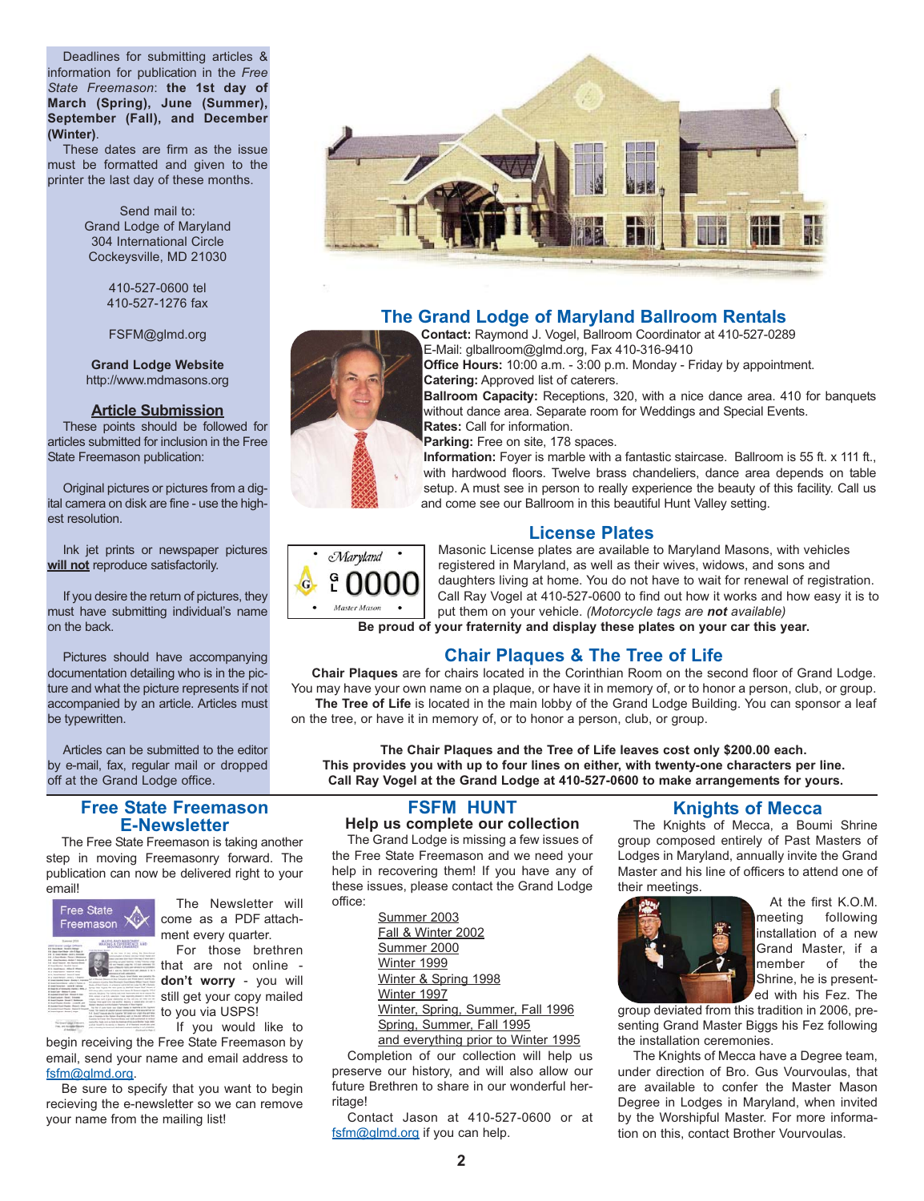Deadlines for submitting articles & information for publication in the *Free State Freemason*: **the 1st day of March (Spring), June (Summer), September (Fall), and December (Winter)**.

These dates are firm as the issue must be formatted and given to the printer the last day of these months.

Send mail to:
Grand Lodge of Maryland
304 International Circle
Cockeysville, MD 21030

410-527-0600 tel
410-527-1276 fax

FSFM@glmd.org

**Grand Lodge Website**
http://www.mdmasons.org

### Article Submission

These points should be followed for articles submitted for inclusion in the Free State Freemason publication:

Original pictures or pictures from a digital camera on disk are fine - use the highest resolution.

Ink jet prints or newspaper pictures **will not** reproduce satisfactorily.

If you desire the return of pictures, they must have submitting individual's name on the back.

Pictures should have accompanying documentation detailing who is in the picture and what the picture represents if not accompanied by an article. Articles must be typewritten.

Articles can be submitted to the editor by e-mail, fax, regular mail or dropped off at the Grand Lodge office.

## The Grand Lodge of Maryland Ballroom Rentals

**Contact:** Raymond J. Vogel, Ballroom Coordinator at 410-527-0289
E-Mail: glballroom@glmd.org, Fax 410-316-9410
**Office Hours:** 10:00 a.m. - 3:00 p.m. Monday - Friday by appointment.
**Catering:** Approved list of caterers.
**Ballroom Capacity:** Receptions, 320, with a nice dance area. 410 for banquets without dance area. Separate room for Weddings and Special Events.
**Rates:** Call for information.
**Parking:** Free on site, 178 spaces.
**Information:** Foyer is marble with a fantastic staircase. Ballroom is 55 ft. x 111 ft., with hardwood floors. Twelve brass chandeliers, dance area depends on table setup. A must see in person to really experience the beauty of this facility. Call us and come see our Ballroom in this beautiful Hunt Valley setting.

## License Plates

Masonic License plates are available to Maryland Masons, with vehicles registered in Maryland, as well as their wives, widows, and sons and daughters living at home. You do not have to wait for renewal of registration. Call Ray Vogel at 410-527-0600 to find out how it works and how easy it is to put them on your vehicle. *(Motorcycle tags are **not** available)*

**Be proud of your fraternity and display these plates on your car this year.**

## Chair Plaques & The Tree of Life

**Chair Plaques** are for chairs located in the Corinthian Room on the second floor of Grand Lodge. You may have your own name on a plaque, or have it in memory of, or to honor a person, club, or group.

**The Tree of Life** is located in the main lobby of the Grand Lodge Building. You can sponsor a leaf on the tree, or have it in memory of, or to honor a person, club, or group.

**The Chair Plaques and the Tree of Life leaves cost only $200.00 each. This provides you with up to four lines on either, with twenty-one characters per line. Call Ray Vogel at the Grand Lodge at 410-527-0600 to make arrangements for yours.**

## Free State Freemason E-Newsletter

The Free State Freemason is taking another step in moving Freemasonry forward. The publication can now be delivered right to your email!

The Newsletter will come as a PDF attachment every quarter.

For those brethren that are not online - **don't worry** - you will still get your copy mailed to you via USPS!

If you would like to begin receiving the Free State Freemason by email, send your name and email address to fsfm@glmd.org.

Be sure to specify that you want to begin recieving the e-newsletter so we can remove your name from the mailing list!

## FSFM HUNT

### Help us complete our collection

The Grand Lodge is missing a few issues of the Free State Freemason and we need your help in recovering them! If you have any of these issues, please contact the Grand Lodge office:

- Summer 2003
- Fall & Winter 2002
- Summer 2000
- Winter 1999
- Winter & Spring 1998
- Winter 1997
- Winter, Spring, Summer, Fall 1996
- Spring, Summer, Fall 1995
- and everything prior to Winter 1995

Completion of our collection will help us preserve our history, and will also allow our future Brethren to share in our wonderful herritage!

Contact Jason at 410-527-0600 or at fsfm@glmd.org if you can help.

## Knights of Mecca

The Knights of Mecca, a Boumi Shrine group composed entirely of Past Masters of Lodges in Maryland, annually invite the Grand Master and his line of officers to attend one of their meetings.

At the first K.O.M. meeting following installation of a new Grand Master, if a member of the Shrine, he is presented with his Fez. The group deviated from this tradition in 2006, presenting Grand Master Biggs his Fez following the installation ceremonies.

The Knights of Mecca have a Degree team, under direction of Bro. Gus Vourvoulas, that are available to confer the Master Mason Degree in Lodges in Maryland, when invited by the Worshipful Master. For more information on this, contact Brother Vourvoulas.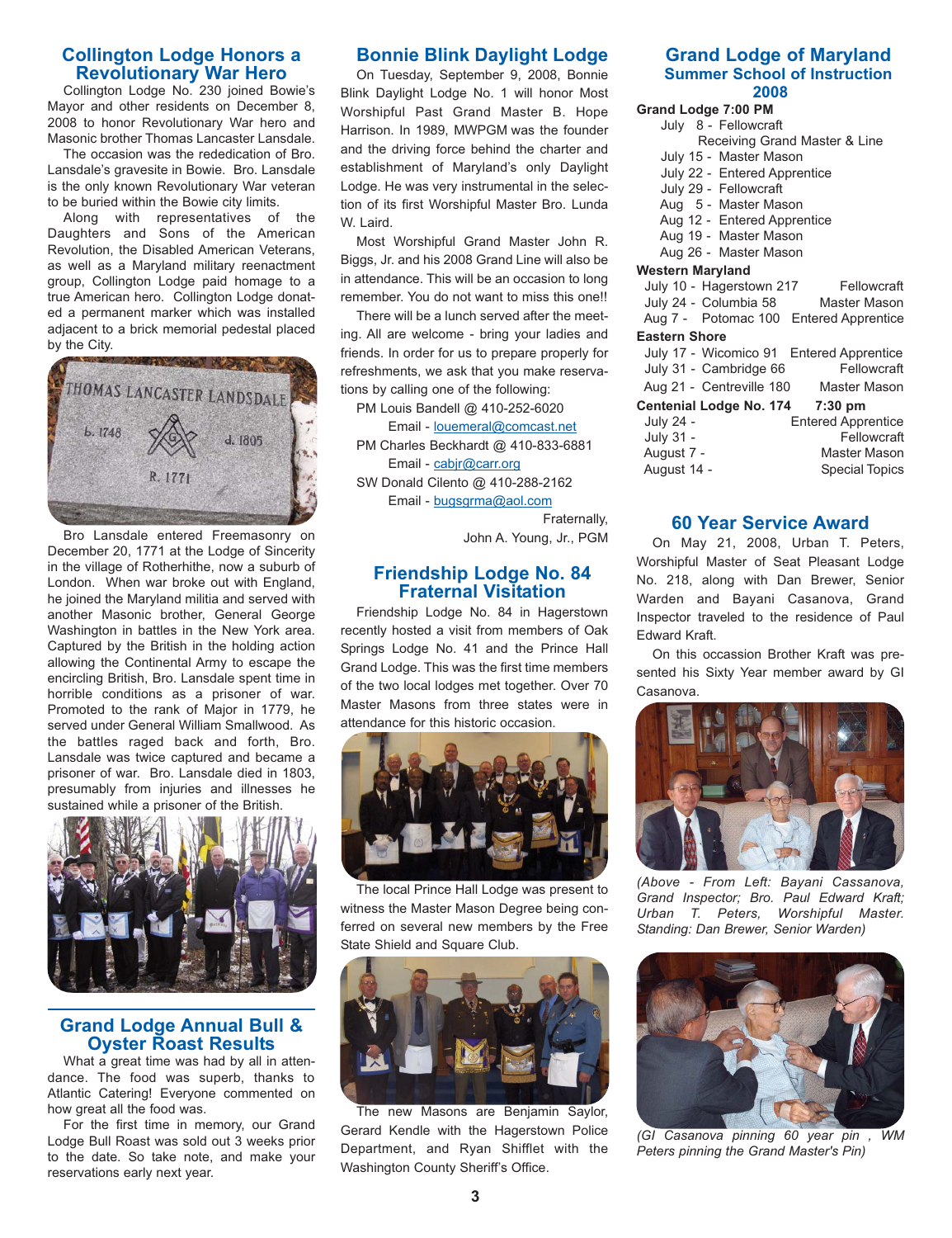## Collington Lodge Honors a Revolutionary War Hero

Collington Lodge No. 230 joined Bowie's Mayor and other residents on December 8, 2008 to honor Revolutionary War hero and Masonic brother Thomas Lancaster Lansdale.

The occasion was the rededication of Bro. Lansdale's gravesite in Bowie. Bro. Lansdale is the only known Revolutionary War veteran to be buried within the Bowie city limits.

Along with representatives of the Daughters and Sons of the American Revolution, the Disabled American Veterans, as well as a Maryland military reenactment group, Collington Lodge paid homage to a true American hero. Collington Lodge donated a permanent marker which was installed adjacent to a brick memorial pedestal placed by the City.

Bro Lansdale entered Freemasonry on December 20, 1771 at the Lodge of Sincerity in the village of Rotherhithe, now a suburb of London. When war broke out with England, he joined the Maryland militia and served with another Masonic brother, General George Washington in battles in the New York area. Captured by the British in the holding action allowing the Continental Army to escape the encircling British, Bro. Lansdale spent time in horrible conditions as a prisoner of war. Promoted to the rank of Major in 1779, he served under General William Smallwood. As the battles raged back and forth, Bro. Lansdale was twice captured and became a prisoner of war. Bro. Lansdale died in 1803, presumably from injuries and illnesses he sustained while a prisoner of the British.

## Grand Lodge Annual Bull & Oyster Roast Results

What a great time was had by all in attendance. The food was superb, thanks to Atlantic Catering! Everyone commented on how great all the food was.

For the first time in memory, our Grand Lodge Bull Roast was sold out 3 weeks prior to the date. So take note, and make your reservations early next year.

## Bonnie Blink Daylight Lodge

On Tuesday, September 9, 2008, Bonnie Blink Daylight Lodge No. 1 will honor Most Worshipful Past Grand Master B. Hope Harrison. In 1989, MWPGM was the founder and the driving force behind the charter and establishment of Maryland's only Daylight Lodge. He was very instrumental in the selection of its first Worshipful Master Bro. Lunda W. Laird.

Most Worshipful Grand Master John R. Biggs, Jr. and his 2008 Grand Line will also be in attendance. This will be an occasion to long remember. You do not want to miss this one!!

There will be a lunch served after the meeting. All are welcome - bring your ladies and friends. In order for us to prepare properly for refreshments, we ask that you make reservations by calling one of the following:

PM Louis Bandell @ 410-252-6020
Email - louemeral@comcast.net

PM Charles Beckhardt @ 410-833-6881
Email - cabjr@carr.org

SW Donald Cilento @ 410-288-2162
Email - bugsgrma@aol.com

Fraternally,
John A. Young, Jr., PGM

## Friendship Lodge No. 84 Fraternal Visitation

Friendship Lodge No. 84 in Hagerstown recently hosted a visit from members of Oak Springs Lodge No. 41 and the Prince Hall Grand Lodge. This was the first time members of the two local lodges met together. Over 70 Master Masons from three states were in attendance for this historic occasion.

The local Prince Hall Lodge was present to witness the Master Mason Degree being conferred on several new members by the Free State Shield and Square Club.

The new Masons are Benjamin Saylor, Gerard Kendle with the Hagerstown Police Department, and Ryan Shifflet with the Washington County Sheriff's Office.

## Grand Lodge of Maryland Summer School of Instruction 2008

**Grand Lodge 7:00 PM**

- July 8 - Fellowcraft
  Receiving Grand Master & Line
- July 15 - Master Mason
- July 22 - Entered Apprentice
- July 29 - Fellowcraft
- Aug 5 - Master Mason
- Aug 12 - Entered Apprentice
- Aug 19 - Master Mason
- Aug 26 - Master Mason

**Western Maryland**

| Date | Lodge | Degree |
|---|---|---|
| July 10 | Hagerstown 217 | Fellowcraft |
| July 24 | Columbia 58 | Master Mason |
| Aug 7 | Potomac 100 | Entered Apprentice |

**Eastern Shore**

| Date | Lodge | Degree |
|---|---|---|
| July 17 | Wicomico 91 | Entered Apprentice |
| July 31 | Cambridge 66 | Fellowcraft |
| Aug 21 | Centreville 180 | Master Mason |

**Centenial Lodge No. 174 7:30 pm**

| Date | Degree |
|---|---|
| July 24 | Entered Apprentice |
| July 31 | Fellowcraft |
| August 7 | Master Mason |
| August 14 | Special Topics |

## 60 Year Service Award

On May 21, 2008, Urban T. Peters, Worshipful Master of Seat Pleasant Lodge No. 218, along with Dan Brewer, Senior Warden and Bayani Casanova, Grand Inspector traveled to the residence of Paul Edward Kraft.

On this occassion Brother Kraft was presented his Sixty Year member award by GI Casanova.

*(Above - From Left: Bayani Cassanova, Grand Inspector; Bro. Paul Edward Kraft; Urban T. Peters, Worshipful Master. Standing: Dan Brewer, Senior Warden)*

*(GI Casanova pinning 60 year pin , WM Peters pinning the Grand Master's Pin)*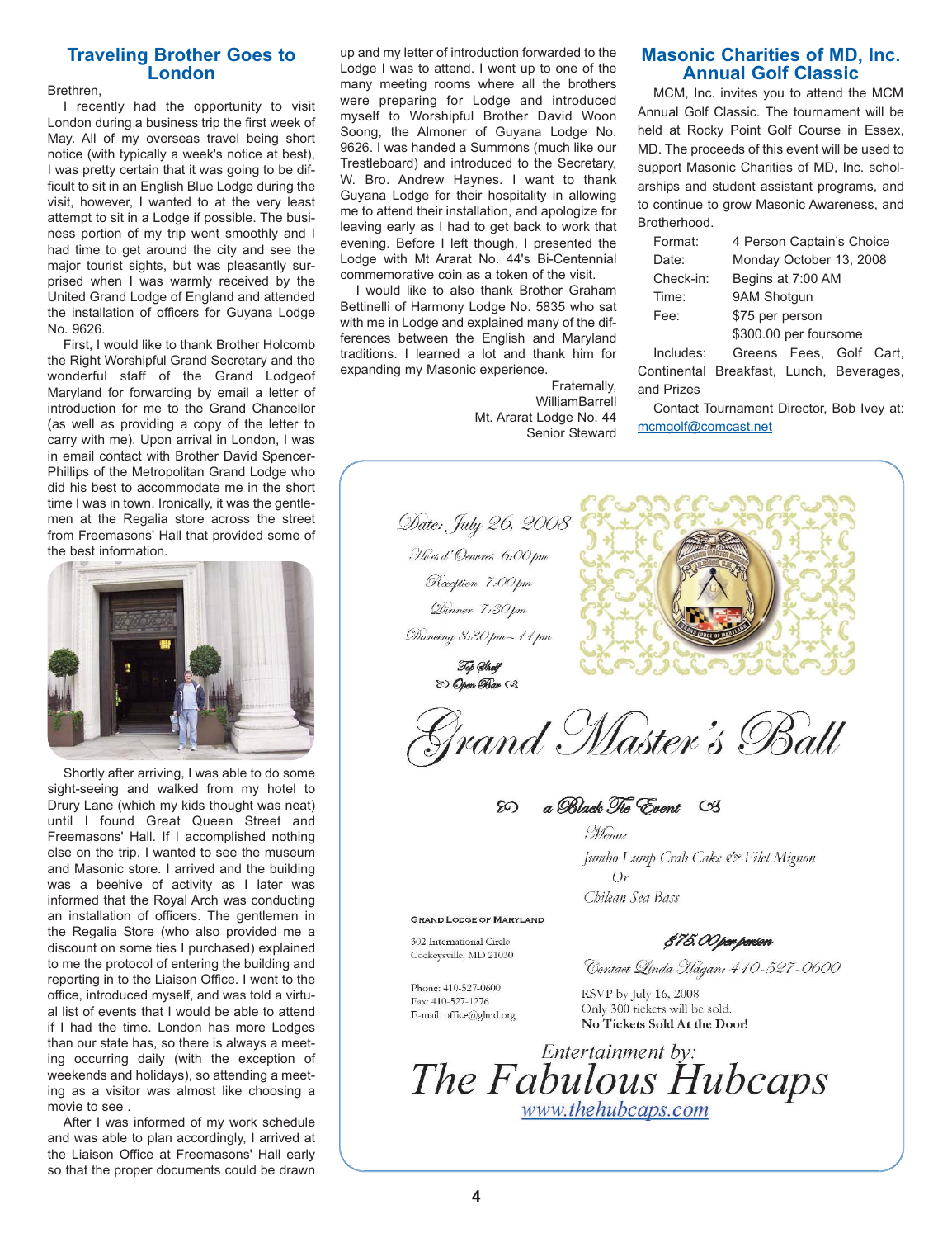## Traveling Brother Goes to London

Brethren,

I recently had the opportunity to visit London during a business trip the first week of May. All of my overseas travel being short notice (with typically a week's notice at best), I was pretty certain that it was going to be difficult to sit in an English Blue Lodge during the visit, however, I wanted to at the very least attempt to sit in a Lodge if possible. The business portion of my trip went smoothly and I had time to get around the city and see the major tourist sights, but was pleasantly surprised when I was warmly received by the United Grand Lodge of England and attended the installation of officers for Guyana Lodge No. 9626.

First, I would like to thank Brother Holcomb the Right Worshipful Grand Secretary and the wonderful staff of the Grand Lodgeof Maryland for forwarding by email a letter of introduction for me to the Grand Chancellor (as well as providing a copy of the letter to carry with me). Upon arrival in London, I was in email contact with Brother David Spencer-Phillips of the Metropolitan Grand Lodge who did his best to accommodate me in the short time I was in town. Ironically, it was the gentlemen at the Regalia store across the street from Freemasons' Hall that provided some of the best information.

Shortly after arriving, I was able to do some sight-seeing and walked from my hotel to Drury Lane (which my kids thought was neat) until I found Great Queen Street and Freemasons' Hall. If I accomplished nothing else on the trip, I wanted to see the museum and Masonic store. I arrived and the building was a beehive of activity as I later was informed that the Royal Arch was conducting an installation of officers. The gentlemen in the Regalia Store (who also provided me a discount on some ties I purchased) explained to me the protocol of entering the building and reporting in to the Liaison Office. I went to the office, introduced myself, and was told a virtual list of events that I would be able to attend if I had the time. London has more Lodges than our state has, so there is always a meeting occurring daily (with the exception of weekends and holidays), so attending a meeting as a visitor was almost like choosing a movie to see .

After I was informed of my work schedule and was able to plan accordingly, I arrived at the Liaison Office at Freemasons' Hall early so that the proper documents could be drawn up and my letter of introduction forwarded to the Lodge I was to attend. I went up to one of the many meeting rooms where all the brothers were preparing for Lodge and introduced myself to Worshipful Brother David Woon Soong, the Almoner of Guyana Lodge No. 9626. I was handed a Summons (much like our Trestleboard) and introduced to the Secretary, W. Bro. Andrew Haynes. I want to thank Guyana Lodge for their hospitality in allowing me to attend their installation, and apologize for leaving early as I had to get back to work that evening. Before I left though, I presented the Lodge with Mt Ararat No. 44's Bi-Centennial commemorative coin as a token of the visit.

I would like to also thank Brother Graham Bettinelli of Harmony Lodge No. 5835 who sat with me in Lodge and explained many of the differences between the English and Maryland traditions. I learned a lot and thank him for expanding my Masonic experience.

Fraternally,  
WilliamBarrell  
Mt. Ararat Lodge No. 44  
Senior Steward

## Masonic Charities of MD, Inc. Annual Golf Classic

MCM, Inc. invites you to attend the MCM Annual Golf Classic. The tournament will be held at Rocky Point Golf Course in Essex, MD. The proceeds of this event will be used to support Masonic Charities of MD, Inc. scholarships and student assistant programs, and to continue to grow Masonic Awareness, and Brotherhood.

| | |
|---|---|
| Format: | 4 Person Captain's Choice |
| Date: | Monday October 13, 2008 |
| Check-in: | Begins at 7:00 AM |
| Time: | 9AM Shotgun |
| Fee: | $75 per person<br>$300.00 per foursome |

Includes: Greens Fees, Golf Cart, Continental Breakfast, Lunch, Beverages, and Prizes

Contact Tournament Director, Bob Ivey at: mcmgolf@comcast.net

---

*Date: July 26, 2008*

*Hors d' Oeuvres 6:00pm*

*Reception 7:00pm*

*Dinner 7:30pm*

*Dancing 8:30pm – 11pm*

*Top Shelf Open Bar*

# *Grand Master's Ball*

*a Black Tie Event*

*Menu:*

*Jumbo Lump Crab Cake & Filet Mignon*  
*Or*  
*Chilean Sea Bass*

*$75.00 per person*

*Contact Linda Hagan: 410-527-0600*

RSVP by July 16, 2008  
Only 300 tickets will be sold.  
**No Tickets Sold At the Door!**

GRAND LODGE OF MARYLAND  
302 International Circle  
Cockeysville, MD 21030

Phone: 410-527-0600  
Fax: 410-527-1276  
E-mail: office@glmd.org

Entertainment by:

**The Fabulous Hubcaps**

www.thehubcaps.com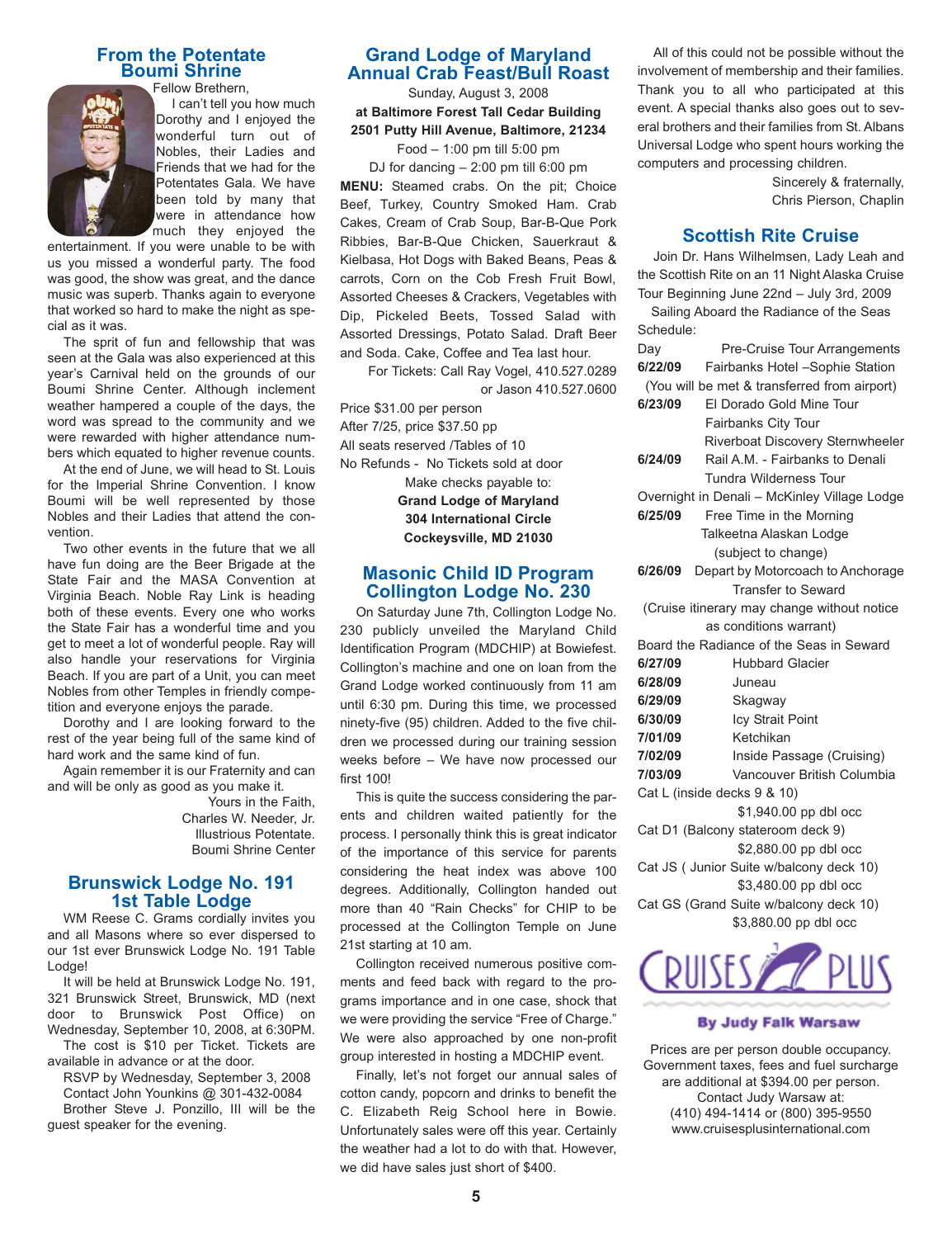## From the Potentate
## Boumi Shrine

Fellow Brethren,

I can't tell you how much Dorothy and I enjoyed the wonderful turn out of Nobles, their Ladies and Friends that we had for the Potentates Gala. We have been told by many that were in attendance how much they enjoyed the entertainment. If you were unable to be with us you missed a wonderful party. The food was good, the show was great, and the dance music was superb. Thanks again to everyone that worked so hard to make the night as special as it was.

The sprit of fun and fellowship that was seen at the Gala was also experienced at this year's Carnival held on the grounds of our Boumi Shrine Center. Although inclement weather hampered a couple of the days, the word was spread to the community and we were rewarded with higher attendance numbers which equated to higher revenue counts.

At the end of June, we will head to St. Louis for the Imperial Shrine Convention. I know Boumi will be well represented by those Nobles and their Ladies that attend the convention.

Two other events in the future that we all have fun doing are the Beer Brigade at the State Fair and the MASA Convention at Virginia Beach. Noble Ray Link is heading both of these events. Every one who works the State Fair has a wonderful time and you get to meet a lot of wonderful people. Ray will also handle your reservations for Virginia Beach. If you are part of a Unit, you can meet Nobles from other Temples in friendly competition and everyone enjoys the parade.

Dorothy and I are looking forward to the rest of the year being full of the same kind of hard work and the same kind of fun.

Again remember it is our Fraternity and can and will be only as good as you make it.

Yours in the Faith,
Charles W. Needer, Jr.
Illustrious Potentate.
Boumi Shrine Center

## Brunswick Lodge No. 191
## 1st Table Lodge

WM Reese C. Grams cordially invites you and all Masons where so ever dispersed to our 1st ever Brunswick Lodge No. 191 Table Lodge!

It will be held at Brunswick Lodge No. 191, 321 Brunswick Street, Brunswick, MD (next door to Brunswick Post Office) on Wednesday, September 10, 2008, at 6:30PM.

The cost is $10 per Ticket. Tickets are available in advance or at the door.

RSVP by Wednesday, September 3, 2008
Contact John Younkins @ 301-432-0084

Brother Steve J. Ponzillo, III will be the guest speaker for the evening.

## Grand Lodge of Maryland
## Annual Crab Feast/Bull Roast

Sunday, August 3, 2008

**at Baltimore Forest Tall Cedar Building**
**2501 Putty Hill Avenue, Baltimore, 21234**

Food – 1:00 pm till 5:00 pm
DJ for dancing – 2:00 pm till 6:00 pm

**MENU:** Steamed crabs. On the pit; Choice Beef, Turkey, Country Smoked Ham. Crab Cakes, Cream of Crab Soup, Bar-B-Que Pork Ribbies, Bar-B-Que Chicken, Sauerkraut & Kielbasa, Hot Dogs with Baked Beans, Peas & carrots, Corn on the Cob Fresh Fruit Bowl, Assorted Cheeses & Crackers, Vegetables with Dip, Pickeled Beets, Tossed Salad with Assorted Dressings, Potato Salad. Draft Beer and Soda. Cake, Coffee and Tea last hour.

For Tickets: Call Ray Vogel, 410.527.0289
or Jason 410.527.0600

Price $31.00 per person
After 7/25, price $37.50 pp
All seats reserved /Tables of 10
No Refunds - No Tickets sold at door

Make checks payable to:
**Grand Lodge of Maryland**
**304 International Circle**
**Cockeysville, MD 21030**

## Masonic Child ID Program
## Collington Lodge No. 230

On Saturday June 7th, Collington Lodge No. 230 publicly unveiled the Maryland Child Identification Program (MDCHIP) at Bowiefest. Collington's machine and one on loan from the Grand Lodge worked continuously from 11 am until 6:30 pm. During this time, we processed ninety-five (95) children. Added to the five children we processed during our training session weeks before – We have now processed our first 100!

This is quite the success considering the parents and children waited patiently for the process. I personally think this is great indicator of the importance of this service for parents considering the heat index was above 100 degrees. Additionally, Collington handed out more than 40 "Rain Checks" for CHIP to be processed at the Collington Temple on June 21st starting at 10 am.

Collington received numerous positive comments and feed back with regard to the programs importance and in one case, shock that we were providing the service "Free of Charge." We were also approached by one non-profit group interested in hosting a MDCHIP event.

Finally, let's not forget our annual sales of cotton candy, popcorn and drinks to benefit the C. Elizabeth Reig School here in Bowie. Unfortunately sales were off this year. Certainly the weather had a lot to do with that. However, we did have sales just short of $400.

All of this could not be possible without the involvement of membership and their families. Thank you to all who participated at this event. A special thanks also goes out to several brothers and their families from St. Albans Universal Lodge who spent hours working the computers and processing children.

Sincerely & fraternally,
Chris Pierson, Chaplin

## Scottish Rite Cruise

Join Dr. Hans Wilhelmsen, Lady Leah and the Scottish Rite on an 11 Night Alaska Cruise Tour Beginning June 22nd – July 3rd, 2009

Sailing Aboard the Radiance of the Seas

Schedule:

Day — Pre-Cruise Tour Arrangements

**6/22/09** Fairbanks Hotel –Sophie Station
(You will be met & transferred from airport)

**6/23/09** El Dorado Gold Mine Tour
Fairbanks City Tour
Riverboat Discovery Sternwheeler

**6/24/09** Rail A.M. - Fairbanks to Denali
Tundra Wilderness Tour
Overnight in Denali – McKinley Village Lodge

**6/25/09** Free Time in the Morning
Talkeetna Alaskan Lodge
(subject to change)

**6/26/09** Depart by Motorcoach to Anchorage
Transfer to Seward

(Cruise itinerary may change without notice as conditions warrant)

Board the Radiance of the Seas in Seward

| | |
|---|---|
| **6/27/09** | Hubbard Glacier |
| **6/28/09** | Juneau |
| **6/29/09** | Skagway |
| **6/30/09** | Icy Strait Point |
| **7/01/09** | Ketchikan |
| **7/02/09** | Inside Passage (Cruising) |
| **7/03/09** | Vancouver British Columbia |

Cat L (inside decks 9 & 10)
$1,940.00 pp dbl occ

Cat D1 (Balcony stateroom deck 9)
$2,880.00 pp dbl occ

Cat JS ( Junior Suite w/balcony deck 10)
$3,480.00 pp dbl occ

Cat GS (Grand Suite w/balcony deck 10)
$3,880.00 pp dbl occ

CRUISES PLUS
**By Judy Falk Warsaw**

Prices are per person double occupancy. Government taxes, fees and fuel surcharge are additional at $394.00 per person.
Contact Judy Warsaw at:
(410) 494-1414 or (800) 395-9550
www.cruisesplusinternational.com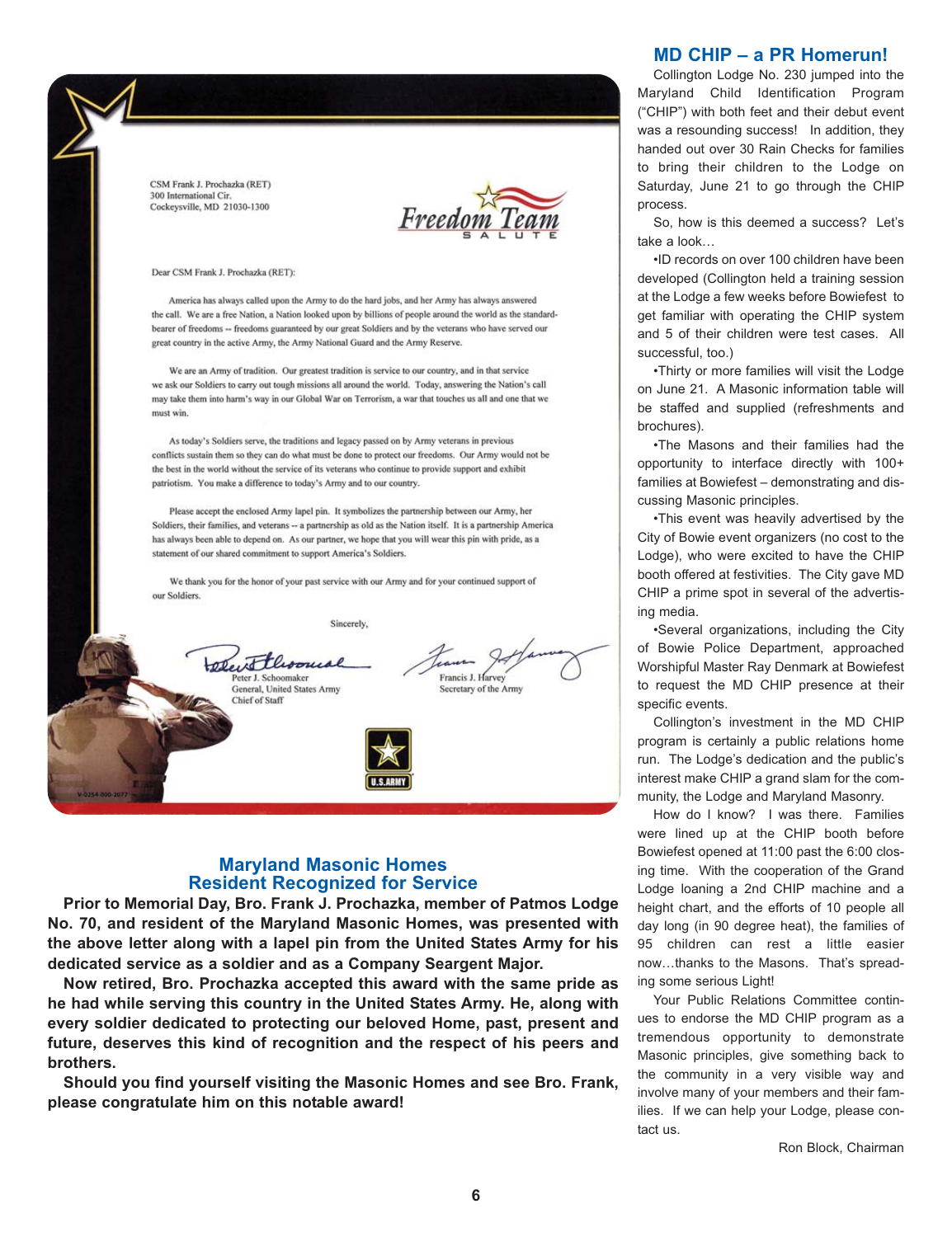CSM Frank J. Prochazka (RET)
300 International Cir.
Cockeysville, MD 21030-1300

Freedom Team
SALUTE

Dear CSM Frank J. Prochazka (RET):

America has always called upon the Army to do the hard jobs, and her Army has always answered the call. We are a free Nation, a Nation looked upon by billions of people around the world as the standard-bearer of freedoms -- freedoms guaranteed by our great Soldiers and by the veterans who have served our great country in the active Army, the Army National Guard and the Army Reserve.

We are an Army of tradition. Our greatest tradition is service to our country, and in that service we ask our Soldiers to carry out tough missions all around the world. Today, answering the Nation's call may take them into harm's way in our Global War on Terrorism, a war that touches us all and one that we must win.

As today's Soldiers serve, the traditions and legacy passed on by Army veterans in previous conflicts sustain them so they can do what must be done to protect our freedoms. Our Army would not be the best in the world without the service of its veterans who continue to provide support and exhibit patriotism. You make a difference to today's Army and to our country.

Please accept the enclosed Army lapel pin. It symbolizes the partnership between our Army, her Soldiers, their families, and veterans -- a partnership as old as the Nation itself. It is a partnership America has always been able to depend on. As our partner, we hope that you will wear this pin with pride, as a statement of our shared commitment to support America's Soldiers.

We thank you for the honor of your past service with our Army and for your continued support of our Soldiers.

Sincerely,

Peter J. Schoomaker
General, United States Army
Chief of Staff

Francis J. Harvey
Secretary of the Army

U.S. ARMY

## Maryland Masonic Homes Resident Recognized for Service

**Prior to Memorial Day, Bro. Frank J. Prochazka, member of Patmos Lodge No. 70, and resident of the Maryland Masonic Homes, was presented with the above letter along with a lapel pin from the United States Army for his dedicated service as a soldier and as a Company Seargent Major.**

**Now retired, Bro. Prochazka accepted this award with the same pride as he had while serving this country in the United States Army. He, along with every soldier dedicated to protecting our beloved Home, past, present and future, deserves this kind of recognition and the respect of his peers and brothers.**

**Should you find yourself visiting the Masonic Homes and see Bro. Frank, please congratulate him on this notable award!**

## MD CHIP – a PR Homerun!

Collington Lodge No. 230 jumped into the Maryland Child Identification Program ("CHIP") with both feet and their debut event was a resounding success! In addition, they handed out over 30 Rain Checks for families to bring their children to the Lodge on Saturday, June 21 to go through the CHIP process.

So, how is this deemed a success? Let's take a look…

•ID records on over 100 children have been developed (Collington held a training session at the Lodge a few weeks before Bowiefest to get familiar with operating the CHIP system and 5 of their children were test cases. All successful, too.)

•Thirty or more families will visit the Lodge on June 21. A Masonic information table will be staffed and supplied (refreshments and brochures).

•The Masons and their families had the opportunity to interface directly with 100+ families at Bowiefest – demonstrating and discussing Masonic principles.

•This event was heavily advertised by the City of Bowie event organizers (no cost to the Lodge), who were excited to have the CHIP booth offered at festivities. The City gave MD CHIP a prime spot in several of the advertising media.

•Several organizations, including the City of Bowie Police Department, approached Worshipful Master Ray Denmark at Bowiefest to request the MD CHIP presence at their specific events.

Collington's investment in the MD CHIP program is certainly a public relations home run. The Lodge's dedication and the public's interest make CHIP a grand slam for the community, the Lodge and Maryland Masonry.

How do I know? I was there. Families were lined up at the CHIP booth before Bowiefest opened at 11:00 past the 6:00 closing time. With the cooperation of the Grand Lodge loaning a 2nd CHIP machine and a height chart, and the efforts of 10 people all day long (in 90 degree heat), the families of 95 children can rest a little easier now…thanks to the Masons. That's spreading some serious Light!

Your Public Relations Committee continues to endorse the MD CHIP program as a tremendous opportunity to demonstrate Masonic principles, give something back to the community in a very visible way and involve many of your members and their families. If we can help your Lodge, please contact us.

Ron Block, Chairman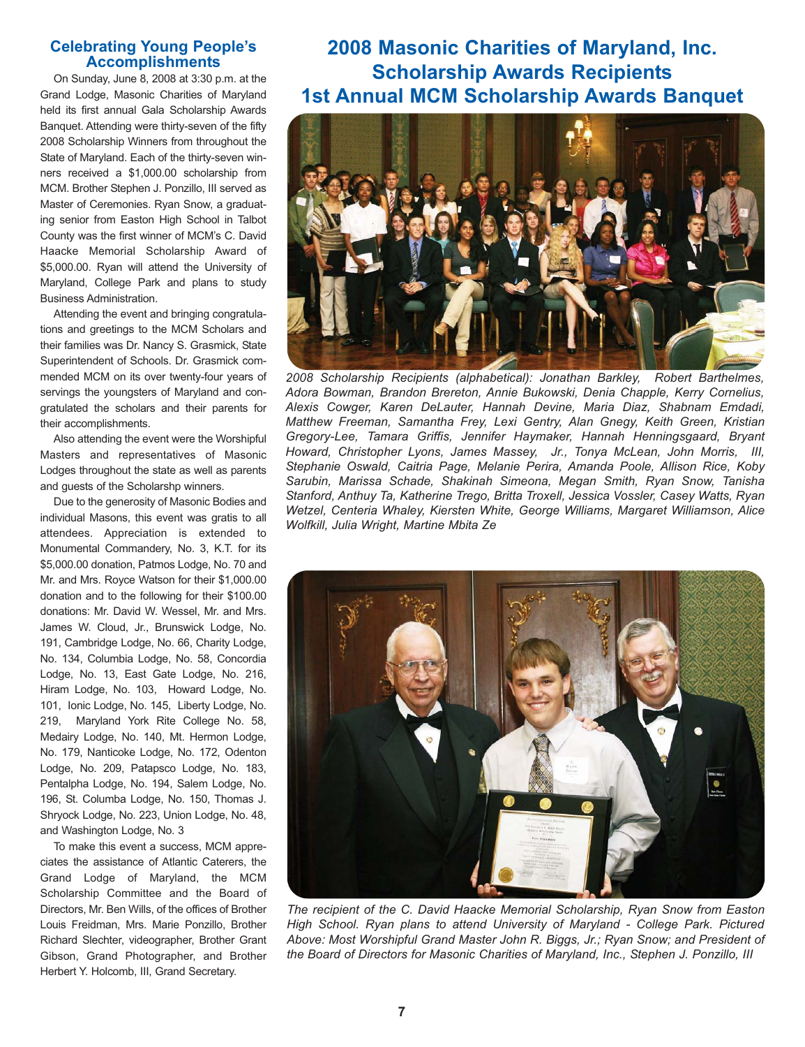# 2008 Masonic Charities of Maryland, Inc. Scholarship Awards Recipients 1st Annual MCM Scholarship Awards Banquet

## Celebrating Young People's Accomplishments

On Sunday, June 8, 2008 at 3:30 p.m. at the Grand Lodge, Masonic Charities of Maryland held its first annual Gala Scholarship Awards Banquet. Attending were thirty-seven of the fifty 2008 Scholarship Winners from throughout the State of Maryland. Each of the thirty-seven winners received a $1,000.00 scholarship from MCM. Brother Stephen J. Ponzillo, III served as Master of Ceremonies. Ryan Snow, a graduating senior from Easton High School in Talbot County was the first winner of MCM's C. David Haacke Memorial Scholarship Award of $5,000.00. Ryan will attend the University of Maryland, College Park and plans to study Business Administration.

Attending the event and bringing congratulations and greetings to the MCM Scholars and their families was Dr. Nancy S. Grasmick, State Superintendent of Schools. Dr. Grasmick commended MCM on its over twenty-four years of servings the youngsters of Maryland and congratulated the scholars and their parents for their accomplishments.

Also attending the event were the Worshipful Masters and representatives of Masonic Lodges throughout the state as well as parents and guests of the Scholarshp winners.

Due to the generosity of Masonic Bodies and individual Masons, this event was gratis to all attendees. Appreciation is extended to Monumental Commandery, No. 3, K.T. for its $5,000.00 donation, Patmos Lodge, No. 70 and Mr. and Mrs. Royce Watson for their $1,000.00 donation and to the following for their $100.00 donations: Mr. David W. Wessel, Mr. and Mrs. James W. Cloud, Jr., Brunswick Lodge, No. 191, Cambridge Lodge, No. 66, Charity Lodge, No. 134, Columbia Lodge, No. 58, Concordia Lodge, No. 13, East Gate Lodge, No. 216, Hiram Lodge, No. 103, Howard Lodge, No. 101, Ionic Lodge, No. 145, Liberty Lodge, No. 219, Maryland York Rite College No. 58, Medairy Lodge, No. 140, Mt. Hermon Lodge, No. 179, Nanticoke Lodge, No. 172, Odenton Lodge, No. 209, Patapsco Lodge, No. 183, Pentalpha Lodge, No. 194, Salem Lodge, No. 196, St. Columba Lodge, No. 150, Thomas J. Shryock Lodge, No. 223, Union Lodge, No. 48, and Washington Lodge, No. 3

To make this event a success, MCM appreciates the assistance of Atlantic Caterers, the Grand Lodge of Maryland, the MCM Scholarship Committee and the Board of Directors, Mr. Ben Wills, of the offices of Brother Louis Freidman, Mrs. Marie Ponzillo, Brother Richard Slechter, videographer, Brother Grant Gibson, Grand Photographer, and Brother Herbert Y. Holcomb, III, Grand Secretary.

*2008 Scholarship Recipients (alphabetical): Jonathan Barkley, Robert Barthelmes, Adora Bowman, Brandon Brereton, Annie Bukowski, Denia Chapple, Kerry Cornelius, Alexis Cowger, Karen DeLauter, Hannah Devine, Maria Diaz, Shabnam Emdadi, Matthew Freeman, Samantha Frey, Lexi Gentry, Alan Gnegy, Keith Green, Kristian Gregory-Lee, Tamara Griffis, Jennifer Haymaker, Hannah Henningsgaard, Bryant Howard, Christopher Lyons, James Massey, Jr., Tonya McLean, John Morris, III, Stephanie Oswald, Caitria Page, Melanie Perira, Amanda Poole, Allison Rice, Koby Sarubin, Marissa Schade, Shakinah Simeona, Megan Smith, Ryan Snow, Tanisha Stanford, Anthuy Ta, Katherine Trego, Britta Troxell, Jessica Vossler, Casey Watts, Ryan Wetzel, Centeria Whaley, Kiersten White, George Williams, Margaret Williamson, Alice Wolfkill, Julia Wright, Martine Mbita Ze*

*The recipient of the C. David Haacke Memorial Scholarship, Ryan Snow from Easton High School. Ryan plans to attend University of Maryland - College Park. Pictured Above: Most Worshipful Grand Master John R. Biggs, Jr.; Ryan Snow; and President of the Board of Directors for Masonic Charities of Maryland, Inc., Stephen J. Ponzillo, III*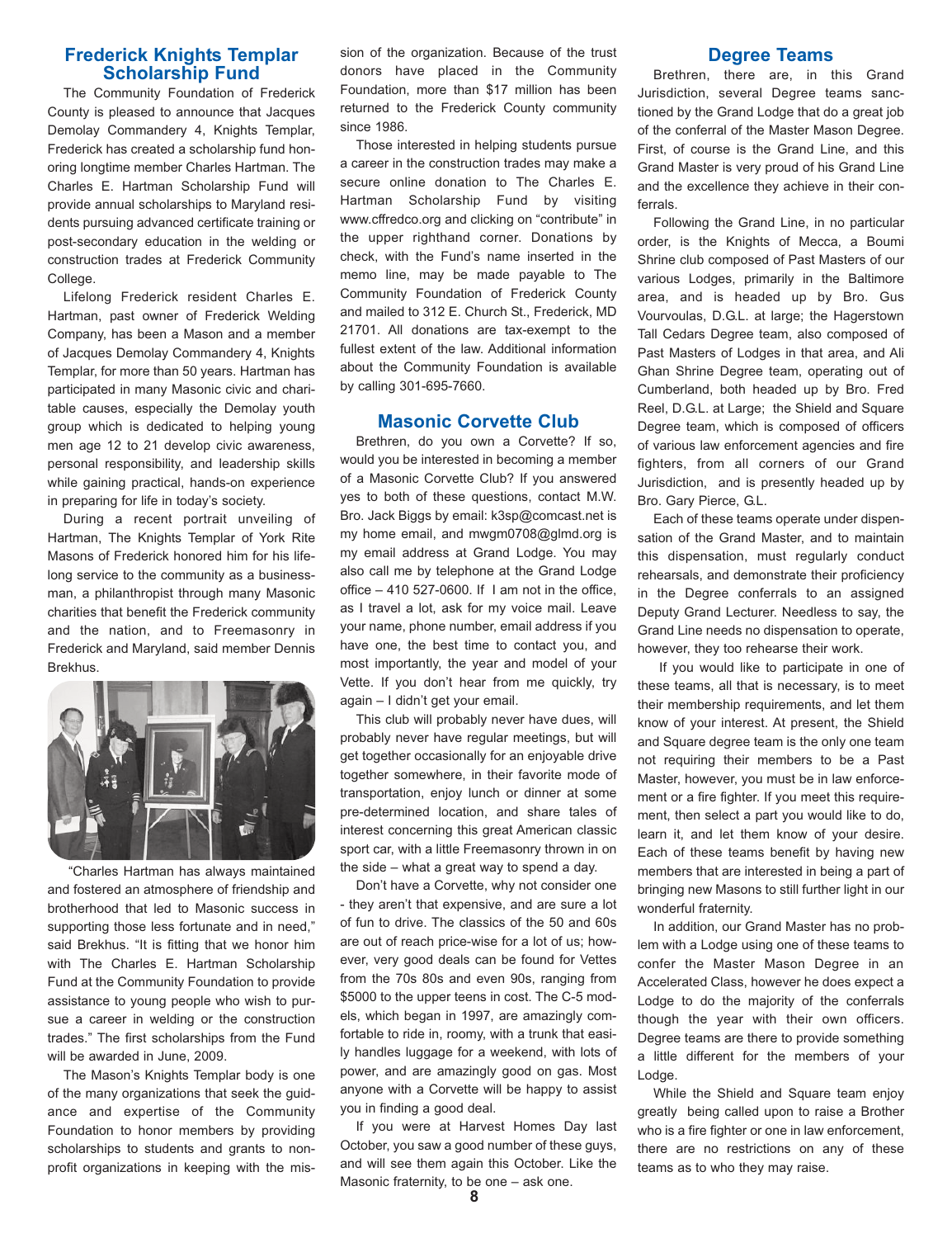## Frederick Knights Templar Scholarship Fund

The Community Foundation of Frederick County is pleased to announce that Jacques Demolay Commandery 4, Knights Templar, Frederick has created a scholarship fund honoring longtime member Charles Hartman. The Charles E. Hartman Scholarship Fund will provide annual scholarships to Maryland residents pursuing advanced certificate training or post-secondary education in the welding or construction trades at Frederick Community College.

Lifelong Frederick resident Charles E. Hartman, past owner of Frederick Welding Company, has been a Mason and a member of Jacques Demolay Commandery 4, Knights Templar, for more than 50 years. Hartman has participated in many Masonic civic and charitable causes, especially the Demolay youth group which is dedicated to helping young men age 12 to 21 develop civic awareness, personal responsibility, and leadership skills while gaining practical, hands-on experience in preparing for life in today's society.

During a recent portrait unveiling of Hartman, The Knights Templar of York Rite Masons of Frederick honored him for his lifelong service to the community as a businessman, a philanthropist through many Masonic charities that benefit the Frederick community and the nation, and to Freemasonry in Frederick and Maryland, said member Dennis Brekhus.

"Charles Hartman has always maintained and fostered an atmosphere of friendship and brotherhood that led to Masonic success in supporting those less fortunate and in need," said Brekhus. "It is fitting that we honor him with The Charles E. Hartman Scholarship Fund at the Community Foundation to provide assistance to young people who wish to pursue a career in welding or the construction trades." The first scholarships from the Fund will be awarded in June, 2009.

The Mason's Knights Templar body is one of the many organizations that seek the guidance and expertise of the Community Foundation to honor members by providing scholarships to students and grants to nonprofit organizations in keeping with the mission of the organization. Because of the trust donors have placed in the Community Foundation, more than $17 million has been returned to the Frederick County community since 1986.

Those interested in helping students pursue a career in the construction trades may make a secure online donation to The Charles E. Hartman Scholarship Fund by visiting www.cffredco.org and clicking on "contribute" in the upper righthand corner. Donations by check, with the Fund's name inserted in the memo line, may be made payable to The Community Foundation of Frederick County and mailed to 312 E. Church St., Frederick, MD 21701. All donations are tax-exempt to the fullest extent of the law. Additional information about the Community Foundation is available by calling 301-695-7660.

## Masonic Corvette Club

Brethren, do you own a Corvette? If so, would you be interested in becoming a member of a Masonic Corvette Club? If you answered yes to both of these questions, contact M.W. Bro. Jack Biggs by email: k3sp@comcast.net is my home email, and mwgm0708@glmd.org is my email address at Grand Lodge. You may also call me by telephone at the Grand Lodge office – 410 527-0600. If I am not in the office, as I travel a lot, ask for my voice mail. Leave your name, phone number, email address if you have one, the best time to contact you, and most importantly, the year and model of your Vette. If you don't hear from me quickly, try again – I didn't get your email.

This club will probably never have dues, will probably never have regular meetings, but will get together occasionally for an enjoyable drive together somewhere, in their favorite mode of transportation, enjoy lunch or dinner at some pre-determined location, and share tales of interest concerning this great American classic sport car, with a little Freemasonry thrown in on the side – what a great way to spend a day.

Don't have a Corvette, why not consider one - they aren't that expensive, and are sure a lot of fun to drive. The classics of the 50 and 60s are out of reach price-wise for a lot of us; however, very good deals can be found for Vettes from the 70s 80s and even 90s, ranging from $5000 to the upper teens in cost. The C-5 models, which began in 1997, are amazingly comfortable to ride in, roomy, with a trunk that easily handles luggage for a weekend, with lots of power, and are amazingly good on gas. Most anyone with a Corvette will be happy to assist you in finding a good deal.

If you were at Harvest Homes Day last October, you saw a good number of these guys, and will see them again this October. Like the Masonic fraternity, to be one – ask one.

## Degree Teams

Brethren, there are, in this Grand Jurisdiction, several Degree teams sanctioned by the Grand Lodge that do a great job of the conferral of the Master Mason Degree. First, of course is the Grand Line, and this Grand Master is very proud of his Grand Line and the excellence they achieve in their conferrals.

Following the Grand Line, in no particular order, is the Knights of Mecca, a Boumi Shrine club composed of Past Masters of our various Lodges, primarily in the Baltimore area, and is headed up by Bro. Gus Vourvoulas, D.G.L. at large; the Hagerstown Tall Cedars Degree team, also composed of Past Masters of Lodges in that area, and Ali Ghan Shrine Degree team, operating out of Cumberland, both headed up by Bro. Fred Reel, D.G.L. at Large; the Shield and Square Degree team, which is composed of officers of various law enforcement agencies and fire fighters, from all corners of our Grand Jurisdiction, and is presently headed up by Bro. Gary Pierce, G.L.

Each of these teams operate under dispensation of the Grand Master, and to maintain this dispensation, must regularly conduct rehearsals, and demonstrate their proficiency in the Degree conferrals to an assigned Deputy Grand Lecturer. Needless to say, the Grand Line needs no dispensation to operate, however, they too rehearse their work.

If you would like to participate in one of these teams, all that is necessary, is to meet their membership requirements, and let them know of your interest. At present, the Shield and Square degree team is the only one team not requiring their members to be a Past Master, however, you must be in law enforcement or a fire fighter. If you meet this requirement, then select a part you would like to do, learn it, and let them know of your desire. Each of these teams benefit by having new members that are interested in being a part of bringing new Masons to still further light in our wonderful fraternity.

In addition, our Grand Master has no problem with a Lodge using one of these teams to confer the Master Mason Degree in an Accelerated Class, however he does expect a Lodge to do the majority of the conferrals though the year with their own officers. Degree teams are there to provide something a little different for the members of your Lodge.

While the Shield and Square team enjoy greatly being called upon to raise a Brother who is a fire fighter or one in law enforcement, there are no restrictions on any of these teams as to who they may raise.